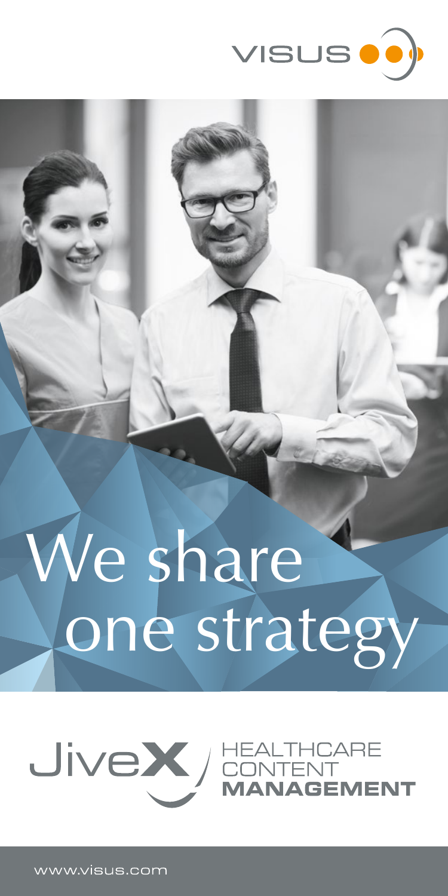VISUS

# We share one strategy

JiveX

HEALTHCARE CONTENT **MANAGEMENT**

www.visus.com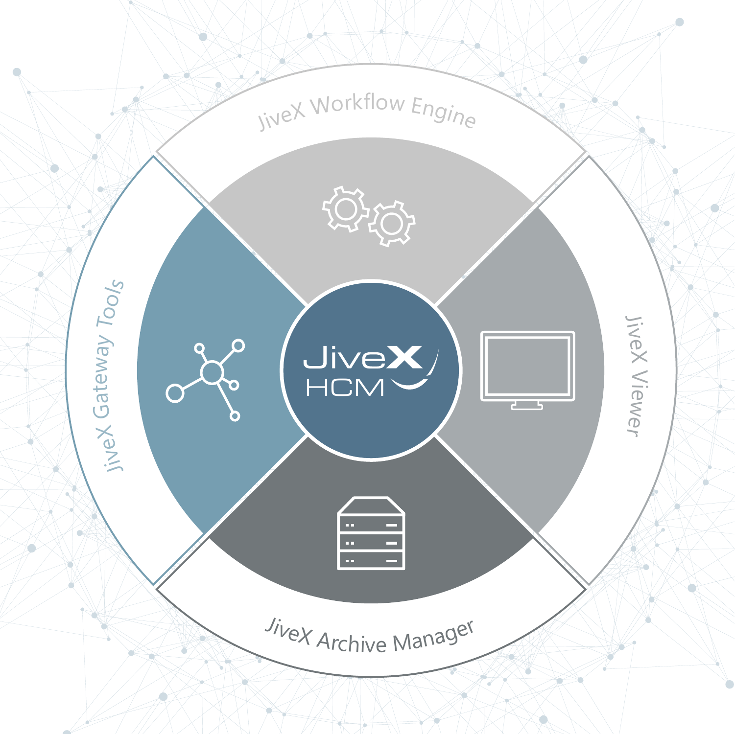JiveX Workflow Engine

JiveX Viewer

JiveX Archive Manager

JiveX Gateway Tools

JiveX HCM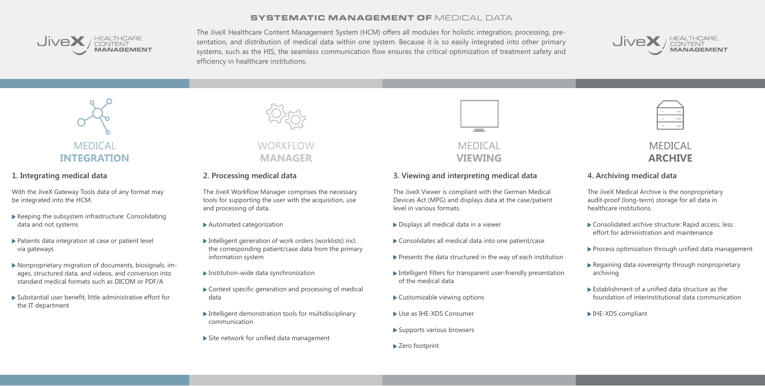# SYSTEMATIC MANAGEMENT OF MEDICAL DATA

JiveX HEALTHCARE CONTENT MANAGEMENT

The JiveX Healthcare Content Management System (HCM) offers all modules for holistic integration, processing, presentation, and distribution of medical data within one system. Because it is so easily integrated into other primary systems, such as the HIS, the seamless communication flow ensures the critical optimization of treatment safety and efficiency in healthcare institutions.

## MEDICAL INTEGRATION

### 1. Integrating medical data

With the JiveX Gateway Tools data of any format may be integrated into the HCM.

- Keeping the subsystem infrastructure: Consolidating data and not systems
- Patients data integration at case or patient level via gateways
- Nonproprietary migration of documents, biosignals, images, structured data, and videos, and conversion into standard medical formats such as DICOM or PDF/A
- Substantial user benefit, little administrative effort for the IT department

## WORKFLOW MANAGER

### 2. Processing medical data

The JiveX Workflow Manager comprises the necessary tools for supporting the user with the acquisition, use and processing of data.

- Automated categorization
- Intelligent generation of work orders (worklists) incl. the corresponding patient/case data from the primary information system
- Institution-wide data synchronization
- Context specific generation and processing of medical data
- Intelligent demonstration tools for multidisciplinary communication
- Site network for unified data management

## MEDICAL VIEWING

### 3. Viewing and interpreting medical data

The JiveX Viewer is compliant with the German Medical Devices Act (MPG) and displays data at the case/patient level in various formats.

- Displays all medical data in a viewer
- Consolidates all medical data into one patient/case
- Presents the data structured in the way of each institution
- Intelligent filters for transparent user-friendly presentation of the medical data
- Customizable viewing options
- Use as IHE-XDS Consumer
- Supports various browsers
- Zero footprint

## MEDICAL ARCHIVE

### 4. Archiving medical data

The JiveX Medical Archive is the nonproprietary audit-proof (long-term) storage for all data in healthcare institutions.

- Consolidated archive structure: Rapid access, less effort for administration and maintenance
- Process optimization through unified data management
- Regaining data sovereignty through nonproprietary archiving
- Establishment of a unified data structure as the foundation of interinstitutional data communication
- IHE-XDS compliant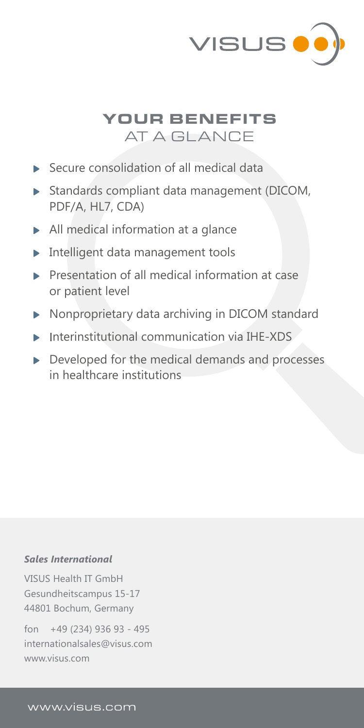VISUS

# YOUR BENEFITS
## AT A GLANCE

- Secure consolidation of all medical data
- Standards compliant data management (DICOM, PDF/A, HL7, CDA)
- All medical information at a glance
- Intelligent data management tools
- Presentation of all medical information at case or patient level
- Nonproprietary data archiving in DICOM standard
- Interinstitutional communication via IHE-XDS
- Developed for the medical demands and processes in healthcare institutions

***Sales International***

VISUS Health IT GmbH
Gesundheitscampus 15-17
44801 Bochum, Germany

fon +49 (234) 936 93 - 495
internationalsales@visus.com
www.visus.com

www.visus.com